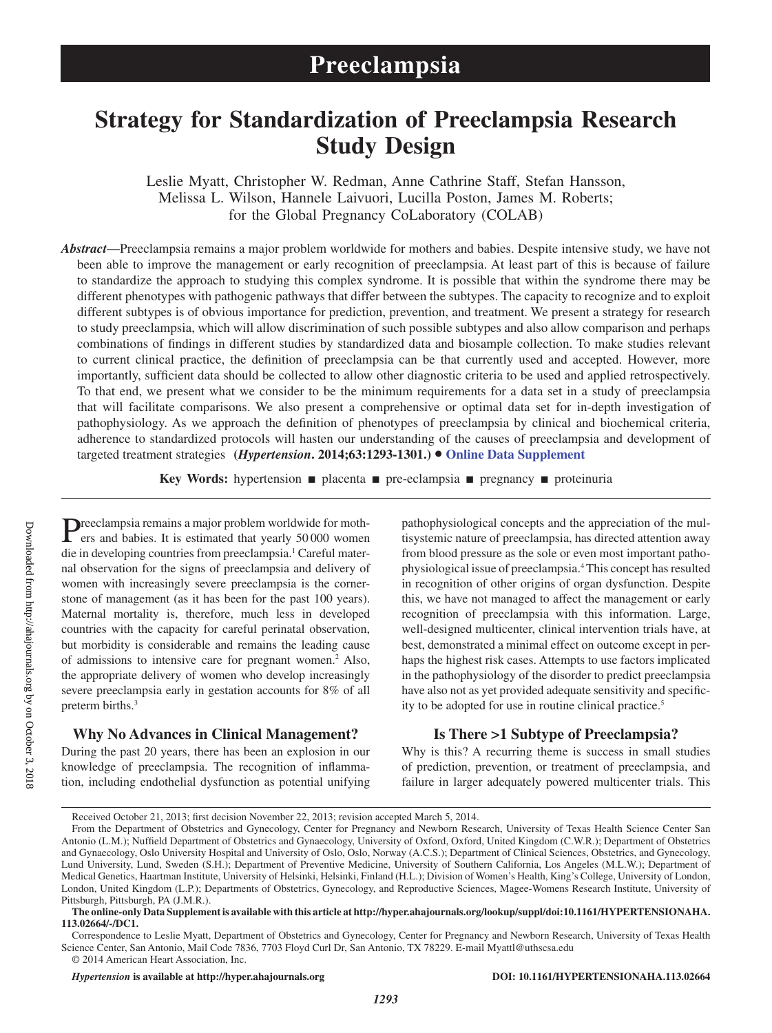# Strategy for Standardization of Preeclampsia Research Study Design

Leslie Myatt, Christopher W. Redman, Anne Cathrine Staff, Stefan Hansson, Melissa L. Wilson, Hannele Laivuori, Lucilla Poston, James M. Roberts; for the Global Pregnancy CoLaboratory (COLAB)

***Abstract***—Preeclampsia remains a major problem worldwide for mothers and babies. Despite intensive study, we have not been able to improve the management or early recognition of preeclampsia. At least part of this is because of failure to standardize the approach to studying this complex syndrome. It is possible that within the syndrome there may be different phenotypes with pathogenic pathways that differ between the subtypes. The capacity to recognize and to exploit different subtypes is of obvious importance for prediction, prevention, and treatment. We present a strategy for research to study preeclampsia, which will allow discrimination of such possible subtypes and also allow comparison and perhaps combinations of findings in different studies by standardized data and biosample collection. To make studies relevant to current clinical practice, the definition of preeclampsia can be that currently used and accepted. However, more importantly, sufficient data should be collected to allow other diagnostic criteria to be used and applied retrospectively. To that end, we present what we consider to be the minimum requirements for a data set in a study of preeclampsia that will facilitate comparisons. We also present a comprehensive or optimal data set for in-depth investigation of pathophysiology. As we approach the definition of phenotypes of preeclampsia by clinical and biochemical criteria, adherence to standardized protocols will hasten our understanding of the causes of preeclampsia and development of targeted treatment strategies **(*Hypertension*. 2014;63:1293-1301.)** • **Online Data Supplement**

**Key Words:** hypertension ■ placenta ■ pre-eclampsia ■ pregnancy ■ proteinuria

Preeclampsia remains a major problem worldwide for mothers and babies. It is estimated that yearly 50 000 women die in developing countries from preeclampsia.[1] Careful maternal observation for the signs of preeclampsia and delivery of women with increasingly severe preeclampsia is the cornerstone of management (as it has been for the past 100 years). Maternal mortality is, therefore, much less in developed countries with the capacity for careful perinatal observation, but morbidity is considerable and remains the leading cause of admissions to intensive care for pregnant women.[2] Also, the appropriate delivery of women who develop increasingly severe preeclampsia early in gestation accounts for 8% of all preterm births.[3]

## Why No Advances in Clinical Management?

During the past 20 years, there has been an explosion in our knowledge of preeclampsia. The recognition of inflammation, including endothelial dysfunction as potential unifying pathophysiological concepts and the appreciation of the multisystemic nature of preeclampsia, has directed attention away from blood pressure as the sole or even most important pathophysiological issue of preeclampsia.[4] This concept has resulted in recognition of other origins of organ dysfunction. Despite this, we have not managed to affect the management or early recognition of preeclampsia with this information. Large, well-designed multicenter, clinical intervention trials have, at best, demonstrated a minimal effect on outcome except in perhaps the highest risk cases. Attempts to use factors implicated in the pathophysiology of the disorder to predict preeclampsia have also not as yet provided adequate sensitivity and specificity to be adopted for use in routine clinical practice.[5]

## Is There >1 Subtype of Preeclampsia?

Why is this? A recurring theme is success in small studies of prediction, prevention, or treatment of preeclampsia, and failure in larger adequately powered multicenter trials. This

---

Received October 21, 2013; first decision November 22, 2013; revision accepted March 5, 2014.

From the Department of Obstetrics and Gynecology, Center for Pregnancy and Newborn Research, University of Texas Health Science Center San Antonio (L.M.); Nuffield Department of Obstetrics and Gynaecology, University of Oxford, Oxford, United Kingdom (C.W.R.); Department of Obstetrics and Gynaecology, Oslo University Hospital and University of Oslo, Oslo, Norway (A.C.S.); Department of Clinical Sciences, Obstetrics, and Gynecology, Lund University, Lund, Sweden (S.H.); Department of Preventive Medicine, University of Southern California, Los Angeles (M.L.W.); Department of Medical Genetics, Haartman Institute, University of Helsinki, Helsinki, Finland (H.L.); Division of Women's Health, King's College, University of London, London, United Kingdom (L.P.); Departments of Obstetrics, Gynecology, and Reproductive Sciences, Magee-Womens Research Institute, University of Pittsburgh, Pittsburgh, PA (J.M.R.).

**The online-only Data Supplement is available with this article at http://hyper.ahajournals.org/lookup/suppl/doi:10.1161/HYPERTENSIONAHA.113.02664/-/DC1.**

Correspondence to Leslie Myatt, Department of Obstetrics and Gynecology, Center for Pregnancy and Newborn Research, University of Texas Health Science Center, San Antonio, Mail Code 7836, 7703 Floyd Curl Dr, San Antonio, TX 78229. E-mail Myattl@uthscsa.edu

© 2014 American Heart Association, Inc.

***Hypertension*** **is available at http://hyper.ahajournals.org** **DOI: 10.1161/HYPERTENSIONAHA.113.02664**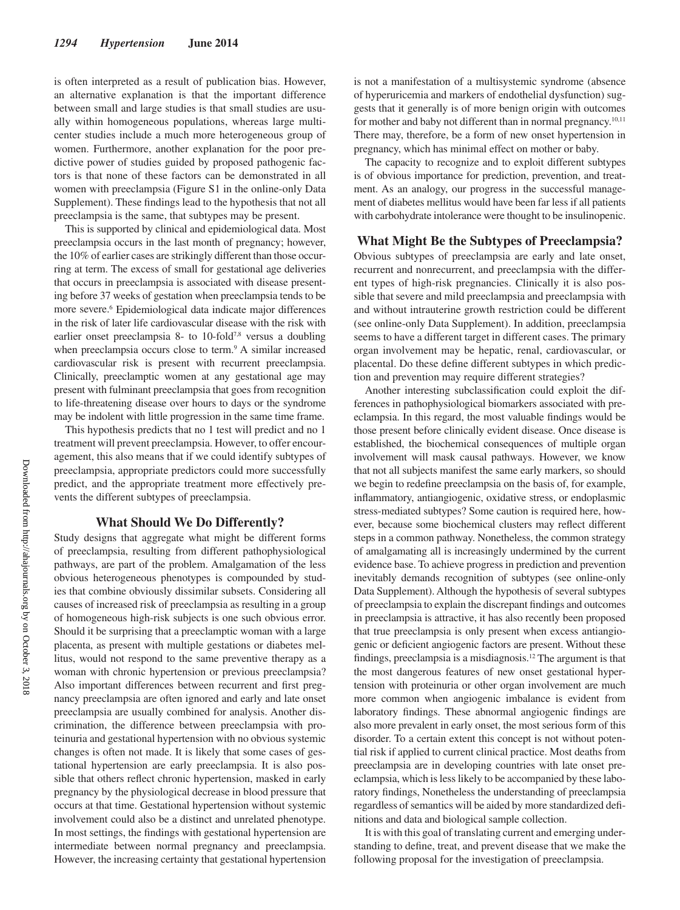is often interpreted as a result of publication bias. However, an alternative explanation is that the important difference between small and large studies is that small studies are usually within homogeneous populations, whereas large multicenter studies include a much more heterogeneous group of women. Furthermore, another explanation for the poor predictive power of studies guided by proposed pathogenic factors is that none of these factors can be demonstrated in all women with preeclampsia (Figure S1 in the online-only Data Supplement). These findings lead to the hypothesis that not all preeclampsia is the same, that subtypes may be present.

This is supported by clinical and epidemiological data. Most preeclampsia occurs in the last month of pregnancy; however, the 10% of earlier cases are strikingly different than those occurring at term. The excess of small for gestational age deliveries that occurs in preeclampsia is associated with disease presenting before 37 weeks of gestation when preeclampsia tends to be more severe.[6] Epidemiological data indicate major differences in the risk of later life cardiovascular disease with the risk with earlier onset preeclampsia 8- to 10-fold[7,8] versus a doubling when preeclampsia occurs close to term.[9] A similar increased cardiovascular risk is present with recurrent preeclampsia. Clinically, preeclamptic women at any gestational age may present with fulminant preeclampsia that goes from recognition to life-threatening disease over hours to days or the syndrome may be indolent with little progression in the same time frame.

This hypothesis predicts that no 1 test will predict and no 1 treatment will prevent preeclampsia. However, to offer encouragement, this also means that if we could identify subtypes of preeclampsia, appropriate predictors could more successfully predict, and the appropriate treatment more effectively prevents the different subtypes of preeclampsia.

## What Should We Do Differently?

Study designs that aggregate what might be different forms of preeclampsia, resulting from different pathophysiological pathways, are part of the problem. Amalgamation of the less obvious heterogeneous phenotypes is compounded by studies that combine obviously dissimilar subsets. Considering all causes of increased risk of preeclampsia as resulting in a group of homogeneous high-risk subjects is one such obvious error. Should it be surprising that a preeclamptic woman with a large placenta, as present with multiple gestations or diabetes mellitus, would not respond to the same preventive therapy as a woman with chronic hypertension or previous preeclampsia? Also important differences between recurrent and first pregnancy preeclampsia are often ignored and early and late onset preeclampsia are usually combined for analysis. Another discrimination, the difference between preeclampsia with proteinuria and gestational hypertension with no obvious systemic changes is often not made. It is likely that some cases of gestational hypertension are early preeclampsia. It is also possible that others reflect chronic hypertension, masked in early pregnancy by the physiological decrease in blood pressure that occurs at that time. Gestational hypertension without systemic involvement could also be a distinct and unrelated phenotype. In most settings, the findings with gestational hypertension are intermediate between normal pregnancy and preeclampsia. However, the increasing certainty that gestational hypertension is not a manifestation of a multisystemic syndrome (absence of hyperuricemia and markers of endothelial dysfunction) suggests that it generally is of more benign origin with outcomes for mother and baby not different than in normal pregnancy.[10,11] There may, therefore, be a form of new onset hypertension in pregnancy, which has minimal effect on mother or baby.

The capacity to recognize and to exploit different subtypes is of obvious importance for prediction, prevention, and treatment. As an analogy, our progress in the successful management of diabetes mellitus would have been far less if all patients with carbohydrate intolerance were thought to be insulinopenic.

## What Might Be the Subtypes of Preeclampsia?

Obvious subtypes of preeclampsia are early and late onset, recurrent and nonrecurrent, and preeclampsia with the different types of high-risk pregnancies. Clinically it is also possible that severe and mild preeclampsia and preeclampsia with and without intrauterine growth restriction could be different (see online-only Data Supplement). In addition, preeclampsia seems to have a different target in different cases. The primary organ involvement may be hepatic, renal, cardiovascular, or placental. Do these define different subtypes in which prediction and prevention may require different strategies?

Another interesting subclassification could exploit the differences in pathophysiological biomarkers associated with preeclampsia. In this regard, the most valuable findings would be those present before clinically evident disease. Once disease is established, the biochemical consequences of multiple organ involvement will mask causal pathways. However, we know that not all subjects manifest the same early markers, so should we begin to redefine preeclampsia on the basis of, for example, inflammatory, antiangiogenic, oxidative stress, or endoplasmic stress-mediated subtypes? Some caution is required here, however, because some biochemical clusters may reflect different steps in a common pathway. Nonetheless, the common strategy of amalgamating all is increasingly undermined by the current evidence base. To achieve progress in prediction and prevention inevitably demands recognition of subtypes (see online-only Data Supplement). Although the hypothesis of several subtypes of preeclampsia to explain the discrepant findings and outcomes in preeclampsia is attractive, it has also recently been proposed that true preeclampsia is only present when excess antiangiogenic or deficient angiogenic factors are present. Without these findings, preeclampsia is a misdiagnosis.[12] The argument is that the most dangerous features of new onset gestational hypertension with proteinuria or other organ involvement are much more common when angiogenic imbalance is evident from laboratory findings. These abnormal angiogenic findings are also more prevalent in early onset, the most serious form of this disorder. To a certain extent this concept is not without potential risk if applied to current clinical practice. Most deaths from preeclampsia are in developing countries with late onset preeclampsia, which is less likely to be accompanied by these laboratory findings, Nonetheless the understanding of preeclampsia regardless of semantics will be aided by more standardized definitions and data and biological sample collection.

It is with this goal of translating current and emerging understanding to define, treat, and prevent disease that we make the following proposal for the investigation of preeclampsia.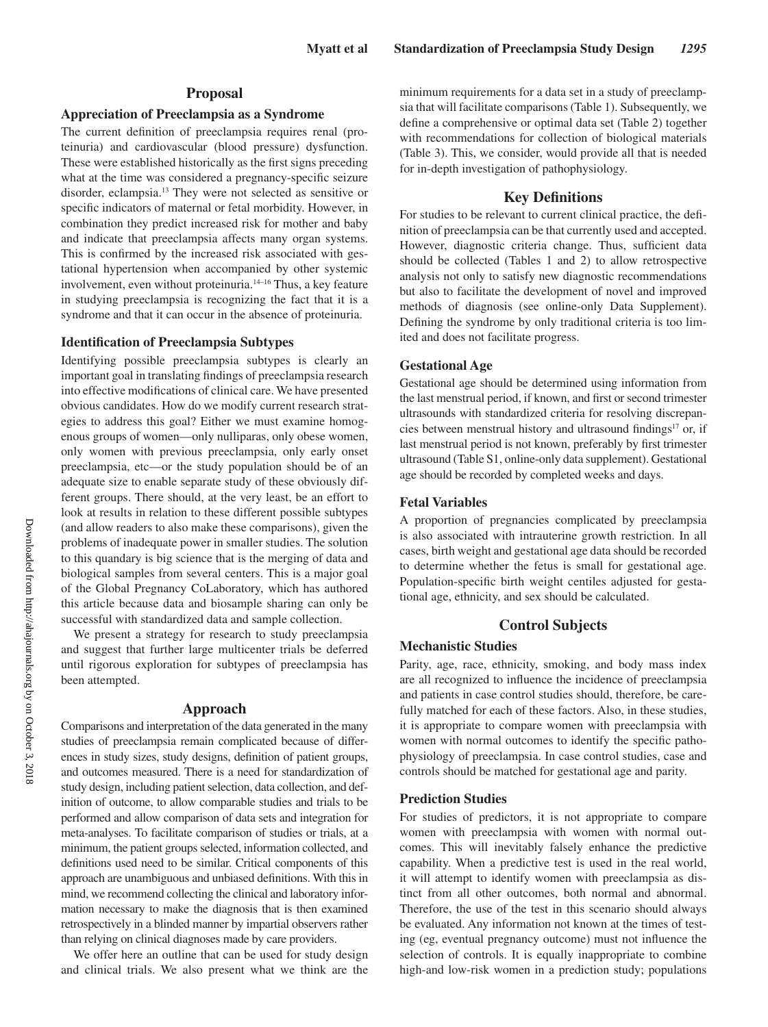## Proposal

### Appreciation of Preeclampsia as a Syndrome

The current definition of preeclampsia requires renal (proteinuria) and cardiovascular (blood pressure) dysfunction. These were established historically as the first signs preceding what at the time was considered a pregnancy-specific seizure disorder, eclampsia.[13] They were not selected as sensitive or specific indicators of maternal or fetal morbidity. However, in combination they predict increased risk for mother and baby and indicate that preeclampsia affects many organ systems. This is confirmed by the increased risk associated with gestational hypertension when accompanied by other systemic involvement, even without proteinuria.[14–16] Thus, a key feature in studying preeclampsia is recognizing the fact that it is a syndrome and that it can occur in the absence of proteinuria.

### Identification of Preeclampsia Subtypes

Identifying possible preeclampsia subtypes is clearly an important goal in translating findings of preeclampsia research into effective modifications of clinical care. We have presented obvious candidates. How do we modify current research strategies to address this goal? Either we must examine homogenous groups of women—only nulliparas, only obese women, only women with previous preeclampsia, only early onset preeclampsia, etc—or the study population should be of an adequate size to enable separate study of these obviously different groups. There should, at the very least, be an effort to look at results in relation to these different possible subtypes (and allow readers to also make these comparisons), given the problems of inadequate power in smaller studies. The solution to this quandary is big science that is the merging of data and biological samples from several centers. This is a major goal of the Global Pregnancy CoLaboratory, which has authored this article because data and biosample sharing can only be successful with standardized data and sample collection.

We present a strategy for research to study preeclampsia and suggest that further large multicenter trials be deferred until rigorous exploration for subtypes of preeclampsia has been attempted.

## Approach

Comparisons and interpretation of the data generated in the many studies of preeclampsia remain complicated because of differences in study sizes, study designs, definition of patient groups, and outcomes measured. There is a need for standardization of study design, including patient selection, data collection, and definition of outcome, to allow comparable studies and trials to be performed and allow comparison of data sets and integration for meta-analyses. To facilitate comparison of studies or trials, at a minimum, the patient groups selected, information collected, and definitions used need to be similar. Critical components of this approach are unambiguous and unbiased definitions. With this in mind, we recommend collecting the clinical and laboratory information necessary to make the diagnosis that is then examined retrospectively in a blinded manner by impartial observers rather than relying on clinical diagnoses made by care providers.

We offer here an outline that can be used for study design and clinical trials. We also present what we think are the minimum requirements for a data set in a study of preeclampsia that will facilitate comparisons (Table 1). Subsequently, we define a comprehensive or optimal data set (Table 2) together with recommendations for collection of biological materials (Table 3). This, we consider, would provide all that is needed for in-depth investigation of pathophysiology.

## Key Definitions

For studies to be relevant to current clinical practice, the definition of preeclampsia can be that currently used and accepted. However, diagnostic criteria change. Thus, sufficient data should be collected (Tables 1 and 2) to allow retrospective analysis not only to satisfy new diagnostic recommendations but also to facilitate the development of novel and improved methods of diagnosis (see online-only Data Supplement). Defining the syndrome by only traditional criteria is too limited and does not facilitate progress.

### Gestational Age

Gestational age should be determined using information from the last menstrual period, if known, and first or second trimester ultrasounds with standardized criteria for resolving discrepancies between menstrual history and ultrasound findings[17] or, if last menstrual period is not known, preferably by first trimester ultrasound (Table S1, online-only data supplement). Gestational age should be recorded by completed weeks and days.

### Fetal Variables

A proportion of pregnancies complicated by preeclampsia is also associated with intrauterine growth restriction. In all cases, birth weight and gestational age data should be recorded to determine whether the fetus is small for gestational age. Population-specific birth weight centiles adjusted for gestational age, ethnicity, and sex should be calculated.

## Control Subjects

### Mechanistic Studies

Parity, age, race, ethnicity, smoking, and body mass index are all recognized to influence the incidence of preeclampsia and patients in case control studies should, therefore, be carefully matched for each of these factors. Also, in these studies, it is appropriate to compare women with preeclampsia with women with normal outcomes to identify the specific pathophysiology of preeclampsia. In case control studies, case and controls should be matched for gestational age and parity.

### Prediction Studies

For studies of predictors, it is not appropriate to compare women with preeclampsia with women with normal outcomes. This will inevitably falsely enhance the predictive capability. When a predictive test is used in the real world, it will attempt to identify women with preeclampsia as distinct from all other outcomes, both normal and abnormal. Therefore, the use of the test in this scenario should always be evaluated. Any information not known at the times of testing (eg, eventual pregnancy outcome) must not influence the selection of controls. It is equally inappropriate to combine high-and low-risk women in a prediction study; populations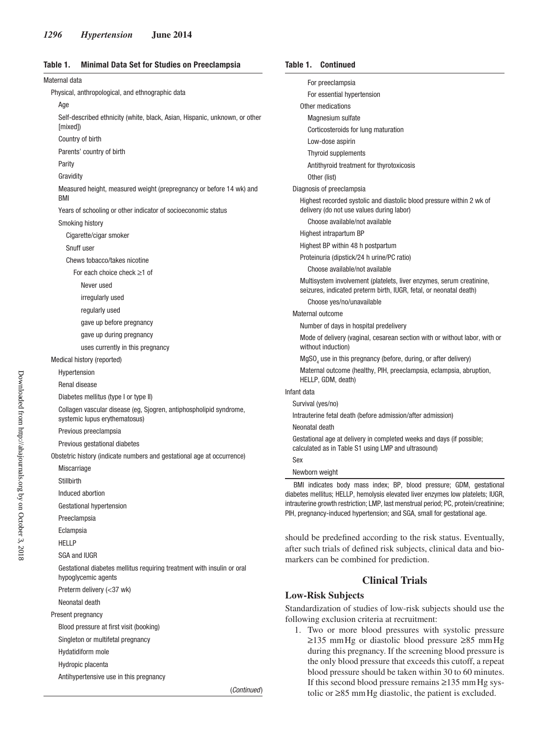**Table 1. Minimal Data Set for Studies on Preeclampsia**

Maternal data

- Physical, anthropological, and ethnographic data
  - Age
  - Self-described ethnicity (white, black, Asian, Hispanic, unknown, or other [mixed])
  - Country of birth
  - Parents' country of birth
  - Parity
  - Gravidity
  - Measured height, measured weight (prepregnancy or before 14 wk) and BMI
  - Years of schooling or other indicator of socioeconomic status
  - Smoking history
    - Cigarette/cigar smoker
    - Snuff user
    - Chews tobacco/takes nicotine
      - For each choice check ≥1 of
        - Never used
        - irregularly used
        - regularly used
        - gave up before pregnancy
        - gave up during pregnancy
        - uses currently in this pregnancy
- Medical history (reported)
  - Hypertension
  - Renal disease
  - Diabetes mellitus (type I or type II)
  - Collagen vascular disease (eg, Sjogren, antiphospholipid syndrome, systemic lupus erythematosus)
  - Previous preeclampsia
  - Previous gestational diabetes
- Obstetric history (indicate numbers and gestational age at occurrence)
  - Miscarriage
  - Stillbirth
  - Induced abortion
  - Gestational hypertension
  - Preeclampsia
  - Eclampsia
  - HELLP
  - SGA and IUGR
  - Gestational diabetes mellitus requiring treatment with insulin or oral hypoglycemic agents
  - Preterm delivery (<37 wk)
  - Neonatal death
- Present pregnancy
  - Blood pressure at first visit (booking)
  - Singleton or multifetal pregnancy
  - Hydatidiform mole
  - Hydropic placenta
  - Antihypertensive use in this pregnancy

(*Continued*)

**Table 1. Continued**

- For preeclampsia
- For essential hypertension
- Other medications
  - Magnesium sulfate
  - Corticosteroids for lung maturation
  - Low-dose aspirin
  - Thyroid supplements
  - Antithyroid treatment for thyrotoxicosis
  - Other (list)
- Diagnosis of preeclampsia
  - Highest recorded systolic and diastolic blood pressure within 2 wk of delivery (do not use values during labor)
    - Choose available/not available
  - Highest intrapartum BP
  - Highest BP within 48 h postpartum
  - Proteinuria (dipstick/24 h urine/PC ratio)
    - Choose available/not available
  - Multisystem involvement (platelets, liver enzymes, serum creatinine, seizures, indicated preterm birth, IUGR, fetal, or neonatal death)
    - Choose yes/no/unavailable
- Maternal outcome
  - Number of days in hospital predelivery
  - Mode of delivery (vaginal, cesarean section with or without labor, with or without induction)
  - $MgSO_4$ use in this pregnancy (before, during, or after delivery)
  - Maternal outcome (healthy, PIH, preeclampsia, eclampsia, abruption, HELLP, GDM, death)

Infant data

- Survival (yes/no)
- Intrauterine fetal death (before admission/after admission)
- Neonatal death
- Gestational age at delivery in completed weeks and days (if possible; calculated as in Table S1 using LMP and ultrasound)
- Sex
- Newborn weight

BMI indicates body mass index; BP, blood pressure; GDM, gestational diabetes mellitus; HELLP, hemolysis elevated liver enzymes low platelets; IUGR, intrauterine growth restriction; LMP, last menstrual period; PC, protein/creatinine; PIH, pregnancy-induced hypertension; and SGA, small for gestational age.

should be predefined according to the risk status. Eventually, after such trials of defined risk subjects, clinical data and biomarkers can be combined for prediction.

## Clinical Trials

### Low-Risk Subjects

Standardization of studies of low-risk subjects should use the following exclusion criteria at recruitment:

1. Two or more blood pressures with systolic pressure ≥135 mm Hg or diastolic blood pressure ≥85 mm Hg during this pregnancy. If the screening blood pressure is the only blood pressure that exceeds this cutoff, a repeat blood pressure should be taken within 30 to 60 minutes. If this second blood pressure remains ≥135 mm Hg systolic or ≥85 mm Hg diastolic, the patient is excluded.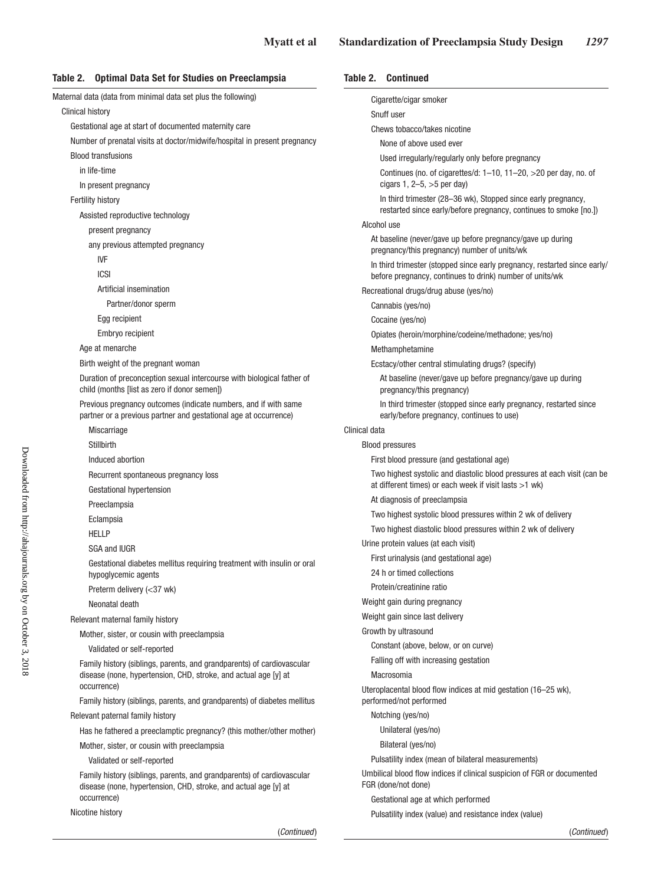**Table 2. Optimal Data Set for Studies on Preeclampsia**

- Maternal data (data from minimal data set plus the following)
  - Clinical history
    - Gestational age at start of documented maternity care
    - Number of prenatal visits at doctor/midwife/hospital in present pregnancy
    - Blood transfusions
      - in life-time
      - In present pregnancy
    - Fertility history
      - Assisted reproductive technology
        - present pregnancy
        - any previous attempted pregnancy
          - IVF
          - ICSI
          - Artificial insemination
            - Partner/donor sperm
          - Egg recipient
          - Embryo recipient
      - Age at menarche
      - Birth weight of the pregnant woman
      - Duration of preconception sexual intercourse with biological father of child (months [list as zero if donor semen])
      - Previous pregnancy outcomes (indicate numbers, and if with same partner or a previous partner and gestational age at occurrence)
        - Miscarriage
        - Stillbirth
        - Induced abortion
        - Recurrent spontaneous pregnancy loss
        - Gestational hypertension
        - Preeclampsia
        - Eclampsia
        - HELLP
        - SGA and IUGR
        - Gestational diabetes mellitus requiring treatment with insulin or oral hypoglycemic agents
        - Preterm delivery (<37 wk)
        - Neonatal death
    - Relevant maternal family history
      - Mother, sister, or cousin with preeclampsia
        - Validated or self-reported
      - Family history (siblings, parents, and grandparents) of cardiovascular disease (none, hypertension, CHD, stroke, and actual age [y] at occurrence)
      - Family history (siblings, parents, and grandparents) of diabetes mellitus
    - Relevant paternal family history
      - Has he fathered a preeclamptic pregnancy? (this mother/other mother)
      - Mother, sister, or cousin with preeclampsia
        - Validated or self-reported
      - Family history (siblings, parents, and grandparents) of cardiovascular disease (none, hypertension, CHD, stroke, and actual age [y] at occurrence)
    - Nicotine history
      - Cigarette/cigar smoker
      - Snuff user
      - Chews tobacco/takes nicotine
        - None of above used ever
        - Used irregularly/regularly only before pregnancy
        - Continues (no. of cigarettes/d: 1–10, 11–20, >20 per day, no. of cigars 1, 2–5, >5 per day)
        - In third trimester (28–36 wk), Stopped since early pregnancy, restarted since early/before pregnancy, continues to smoke [no.])
    - Alcohol use
      - At baseline (never/gave up before pregnancy/gave up during pregnancy/this pregnancy) number of units/wk
      - In third trimester (stopped since early pregnancy, restarted since early/before pregnancy, continues to drink) number of units/wk
    - Recreational drugs/drug abuse (yes/no)
      - Cannabis (yes/no)
      - Cocaine (yes/no)
      - Opiates (heroin/morphine/codeine/methadone; yes/no)
      - Methamphetamine
      - Ecstacy/other central stimulating drugs? (specify)
        - At baseline (never/gave up before pregnancy/gave up during pregnancy/this pregnancy)
        - In third trimester (stopped since early pregnancy, restarted since early/before pregnancy, continues to use)
- Clinical data
  - Blood pressures
    - First blood pressure (and gestational age)
    - Two highest systolic and diastolic blood pressures at each visit (can be at different times) or each week if visit lasts >1 wk)
    - At diagnosis of preeclampsia
    - Two highest systolic blood pressures within 2 wk of delivery
    - Two highest diastolic blood pressures within 2 wk of delivery
  - Urine protein values (at each visit)
    - First urinalysis (and gestational age)
    - 24 h or timed collections
    - Protein/creatinine ratio
  - Weight gain during pregnancy
  - Weight gain since last delivery
  - Growth by ultrasound
    - Constant (above, below, or on curve)
    - Falling off with increasing gestation
    - Macrosomia
  - Uteroplacental blood flow indices at mid gestation (16–25 wk), performed/not performed
    - Notching (yes/no)
      - Unilateral (yes/no)
      - Bilateral (yes/no)
    - Pulsatility index (mean of bilateral measurements)
  - Umbilical blood flow indices if clinical suspicion of FGR or documented FGR (done/not done)
    - Gestational age at which performed
    - Pulsatility index (value) and resistance index (value)

(*Continued*)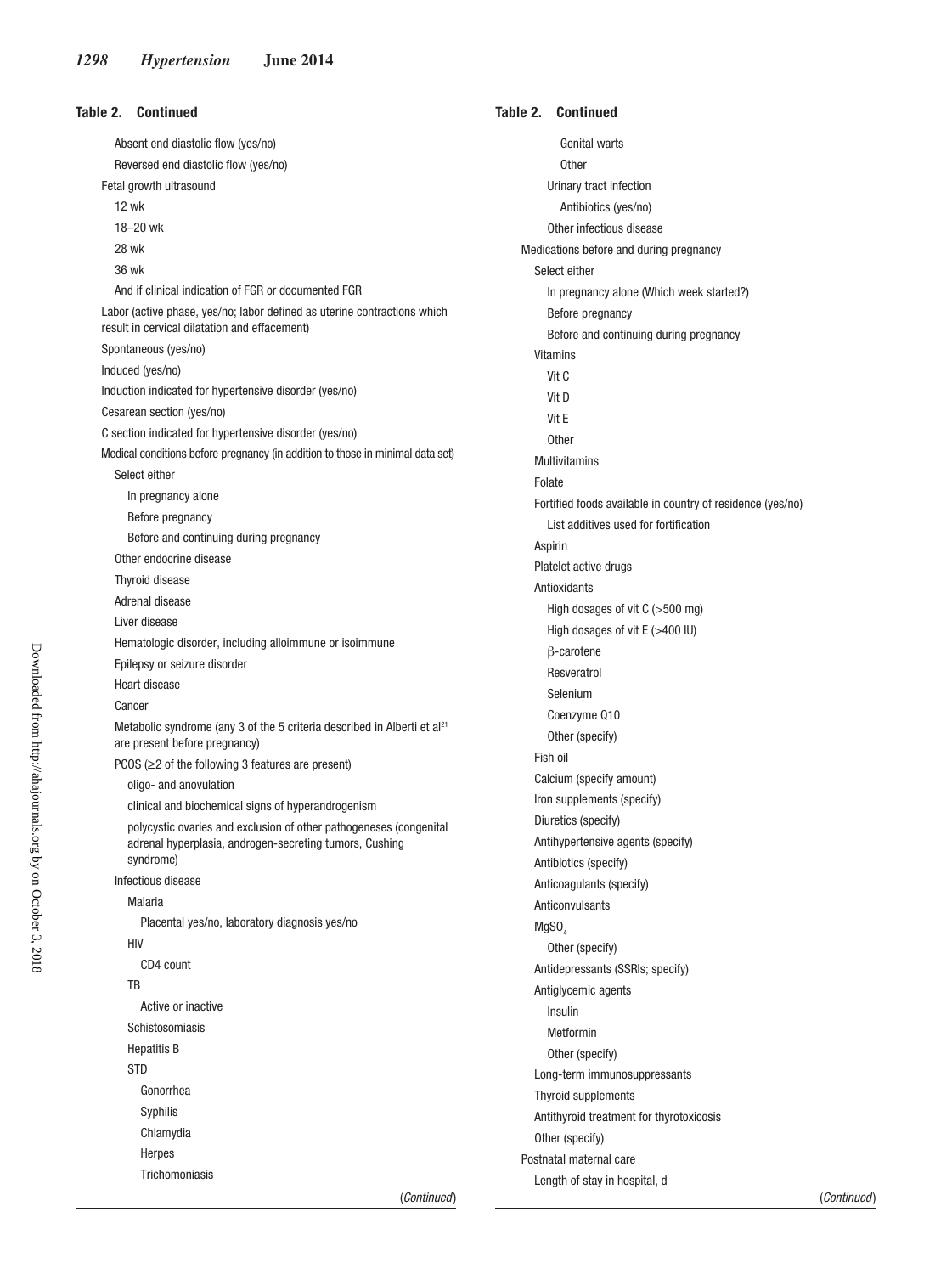**Table 2. Continued**

Absent end diastolic flow (yes/no)

Reversed end diastolic flow (yes/no)

Fetal growth ultrasound

- 12 wk
- 18–20 wk
- 28 wk
- 36 wk
- And if clinical indication of FGR or documented FGR

Labor (active phase, yes/no; labor defined as uterine contractions which result in cervical dilatation and effacement)

Spontaneous (yes/no)

Induced (yes/no)

Induction indicated for hypertensive disorder (yes/no)

Cesarean section (yes/no)

C section indicated for hypertensive disorder (yes/no)

Medical conditions before pregnancy (in addition to those in minimal data set)

- Select either
  - In pregnancy alone
  - Before pregnancy
  - Before and continuing during pregnancy
- Other endocrine disease
- Thyroid disease
- Adrenal disease
- Liver disease
- Hematologic disorder, including alloimmune or isoimmune
- Epilepsy or seizure disorder
- Heart disease
- Cancer
- Metabolic syndrome (any 3 of the 5 criteria described in Alberti et al[21] are present before pregnancy)
- PCOS (≥2 of the following 3 features are present)
  - oligo- and anovulation
  - clinical and biochemical signs of hyperandrogenism
  - polycystic ovaries and exclusion of other pathogeneses (congenital adrenal hyperplasia, androgen-secreting tumors, Cushing syndrome)
- Infectious disease
  - Malaria
    - Placental yes/no, laboratory diagnosis yes/no
  - HIV
    - CD4 count
  - TB
    - Active or inactive
  - Schistosomiasis
  - Hepatitis B
  - STD
    - Gonorrhea
    - Syphilis
    - Chlamydia
    - Herpes
    - Trichomoniasis
    - Genital warts
    - Other
  - Urinary tract infection
    - Antibiotics (yes/no)
  - Other infectious disease

Medications before and during pregnancy

- Select either
  - In pregnancy alone (Which week started?)
  - Before pregnancy
  - Before and continuing during pregnancy
- Vitamins
  - Vit C
  - Vit D
  - Vit E
  - Other
- Multivitamins
- Folate
- Fortified foods available in country of residence (yes/no)
  - List additives used for fortification
- Aspirin
- Platelet active drugs
- Antioxidants
  - High dosages of vit C (>500 mg)
  - High dosages of vit E (>400 IU)
  - β-carotene
  - Resveratrol
  - Selenium
  - Coenzyme Q10
  - Other (specify)
- Fish oil
- Calcium (specify amount)
- Iron supplements (specify)
- Diuretics (specify)
- Antihypertensive agents (specify)
- Antibiotics (specify)
- Anticoagulants (specify)
- Anticonvulsants
- $MgSO_4$
  - Other (specify)
- Antidepressants (SSRIs; specify)
- Antiglycemic agents
  - Insulin
  - Metformin
  - Other (specify)
- Long-term immunosuppressants
- Thyroid supplements
- Antithyroid treatment for thyrotoxicosis
- Other (specify)

Postnatal maternal care

- Length of stay in hospital, d

(*Continued*)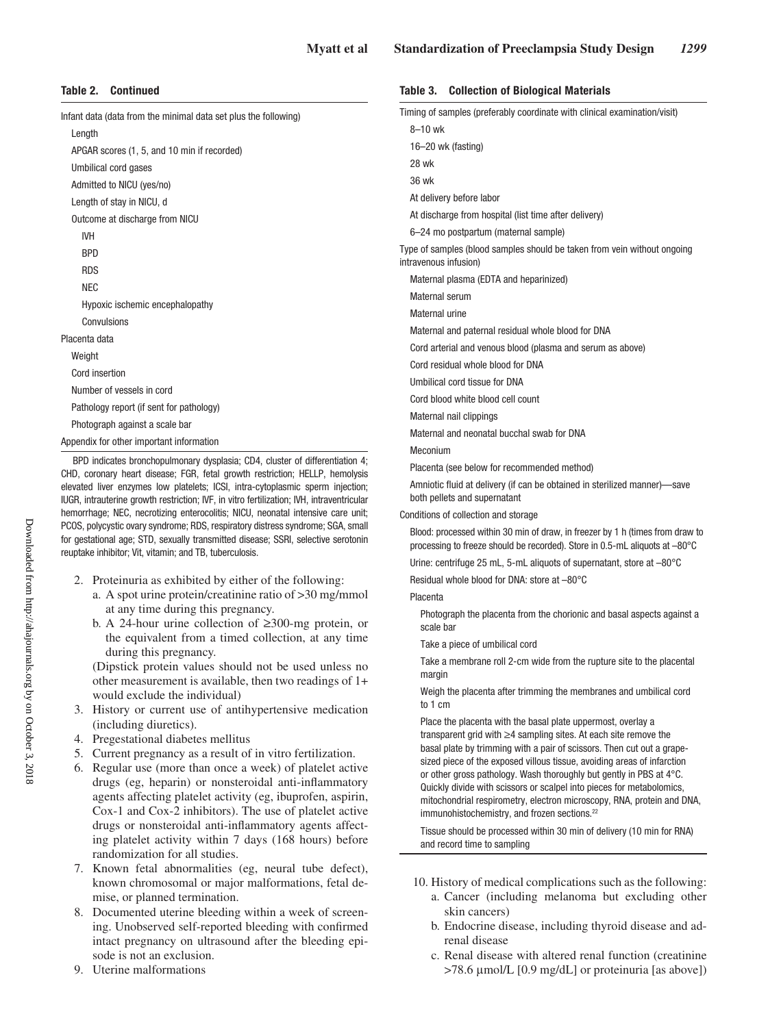**Table 2. Continued**

| |
|---|
| Infant data (data from the minimal data set plus the following) |
| Length |
| APGAR scores (1, 5, and 10 min if recorded) |
| Umbilical cord gases |
| Admitted to NICU (yes/no) |
| Length of stay in NICU, d |
| Outcome at discharge from NICU |
| IVH |
| BPD |
| RDS |
| NEC |
| Hypoxic ischemic encephalopathy |
| Convulsions |
| Placenta data |
| Weight |
| Cord insertion |
| Number of vessels in cord |
| Pathology report (if sent for pathology) |
| Photograph against a scale bar |
| Appendix for other important information |

BPD indicates bronchopulmonary dysplasia; CD4, cluster of differentiation 4; CHD, coronary heart disease; FGR, fetal growth restriction; HELLP, hemolysis elevated liver enzymes low platelets; ICSI, intra-cytoplasmic sperm injection; IUGR, intrauterine growth restriction; IVF, in vitro fertilization; IVH, intraventricular hemorrhage; NEC, necrotizing enterocolitis; NICU, neonatal intensive care unit; PCOS, polycystic ovary syndrome; RDS, respiratory distress syndrome; SGA, small for gestational age; STD, sexually transmitted disease; SSRI, selective serotonin reuptake inhibitor; Vit, vitamin; and TB, tuberculosis.

2. Proteinuria as exhibited by either of the following:
   a. A spot urine protein/creatinine ratio of >30 mg/mmol at any time during this pregnancy.
   b. A 24-hour urine collection of ≥300-mg protein, or the equivalent from a timed collection, at any time during this pregnancy.

   (Dipstick protein values should not be used unless no other measurement is available, then two readings of 1+ would exclude the individual)
3. History or current use of antihypertensive medication (including diuretics).
4. Pregestational diabetes mellitus
5. Current pregnancy as a result of in vitro fertilization.
6. Regular use (more than once a week) of platelet active drugs (eg, heparin) or nonsteroidal anti-inflammatory agents affecting platelet activity (eg, ibuprofen, aspirin, Cox-1 and Cox-2 inhibitors). The use of platelet active drugs or nonsteroidal anti-inflammatory agents affecting platelet activity within 7 days (168 hours) before randomization for all studies.
7. Known fetal abnormalities (eg, neural tube defect), known chromosomal or major malformations, fetal demise, or planned termination.
8. Documented uterine bleeding within a week of screening. Unobserved self-reported bleeding with confirmed intact pregnancy on ultrasound after the bleeding episode is not an exclusion.
9. Uterine malformations

**Table 3. Collection of Biological Materials**

| |
|---|
| Timing of samples (preferably coordinate with clinical examination/visit) |
| 8–10 wk |
| 16–20 wk (fasting) |
| 28 wk |
| 36 wk |
| At delivery before labor |
| At discharge from hospital (list time after delivery) |
| 6–24 mo postpartum (maternal sample) |
| Type of samples (blood samples should be taken from vein without ongoing intravenous infusion) |
| Maternal plasma (EDTA and heparinized) |
| Maternal serum |
| Maternal urine |
| Maternal and paternal residual whole blood for DNA |
| Cord arterial and venous blood (plasma and serum as above) |
| Cord residual whole blood for DNA |
| Umbilical cord tissue for DNA |
| Cord blood white blood cell count |
| Maternal nail clippings |
| Maternal and neonatal bucchal swab for DNA |
| Meconium |
| Placenta (see below for recommended method) |
| Amniotic fluid at delivery (if can be obtained in sterilized manner)—save both pellets and supernatant |
| Conditions of collection and storage |
| Blood: processed within 30 min of draw, in freezer by 1 h (times from draw to processing to freeze should be recorded). Store in 0.5-mL aliquots at –80°C |
| Urine: centrifuge 25 mL, 5-mL aliquots of supernatant, store at –80°C |
| Residual whole blood for DNA: store at –80°C |
| Placenta |
| Photograph the placenta from the chorionic and basal aspects against a scale bar |
| Take a piece of umbilical cord |
| Take a membrane roll 2-cm wide from the rupture site to the placental margin |
| Weigh the placenta after trimming the membranes and umbilical cord to 1 cm |
| Place the placenta with the basal plate uppermost, overlay a transparent grid with ≥4 sampling sites. At each site remove the basal plate by trimming with a pair of scissors. Then cut out a grape-sized piece of the exposed villous tissue, avoiding areas of infarction or other gross pathology. Wash thoroughly but gently in PBS at 4°C. Quickly divide with scissors or scalpel into pieces for metabolomics, mitochondrial respirometry, electron microscopy, RNA, protein and DNA, immunohistochemistry, and frozen sections.[22] |
| Tissue should be processed within 30 min of delivery (10 min for RNA) and record time to sampling |

10. History of medical complications such as the following:
    a. Cancer (including melanoma but excluding other skin cancers)
    b. Endocrine disease, including thyroid disease and adrenal disease
    c. Renal disease with altered renal function (creatinine >78.6 μmol/L [0.9 mg/dL] or proteinuria [as above])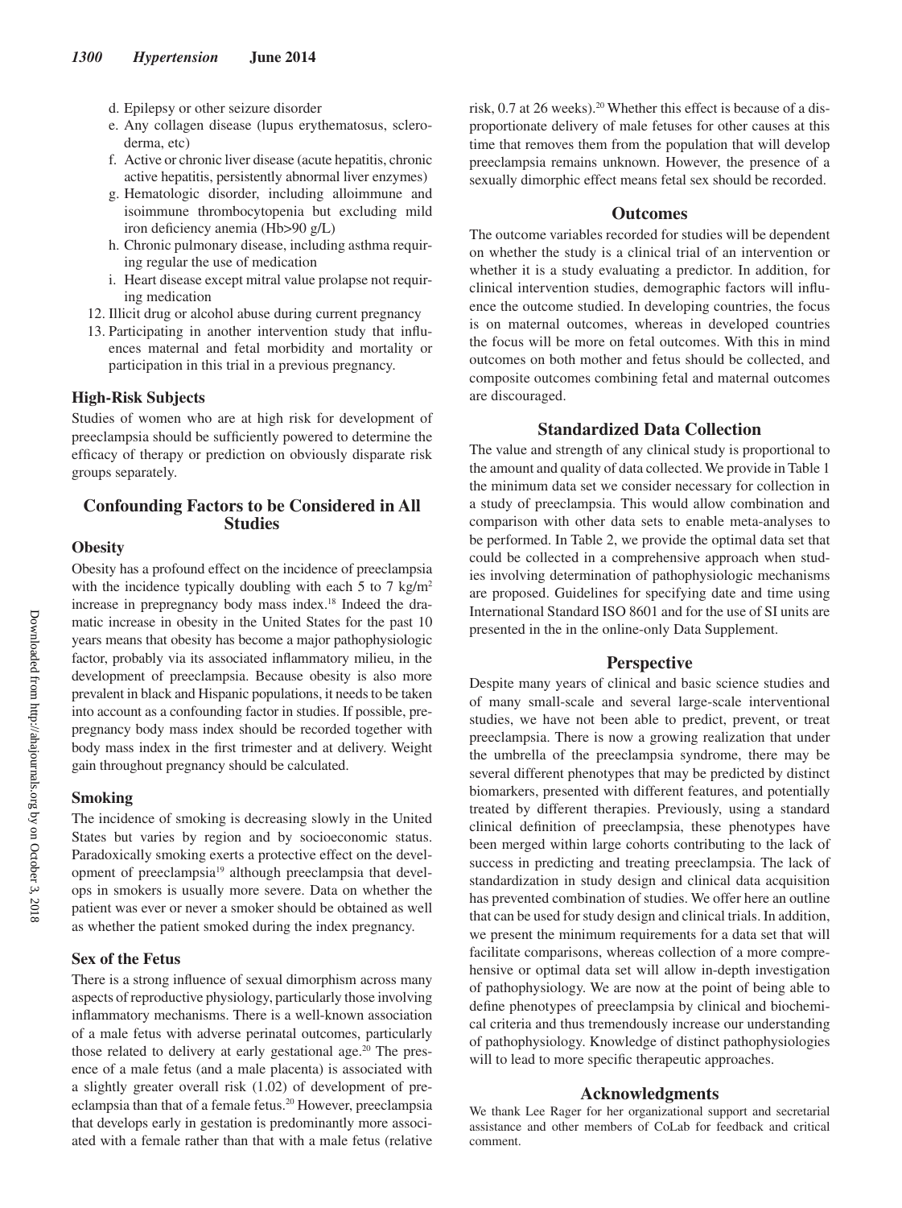d. Epilepsy or other seizure disorder
e. Any collagen disease (lupus erythematosus, scleroderma, etc)
f. Active or chronic liver disease (acute hepatitis, chronic active hepatitis, persistently abnormal liver enzymes)
g. Hematologic disorder, including alloimmune and isoimmune thrombocytopenia but excluding mild iron deficiency anemia (Hb>90 g/L)
h. Chronic pulmonary disease, including asthma requiring regular the use of medication
i. Heart disease except mitral value prolapse not requiring medication

12. Illicit drug or alcohol abuse during current pregnancy
13. Participating in another intervention study that influences maternal and fetal morbidity and mortality or participation in this trial in a previous pregnancy.

### High-Risk Subjects

Studies of women who are at high risk for development of preeclampsia should be sufficiently powered to determine the efficacy of therapy or prediction on obviously disparate risk groups separately.

## Confounding Factors to be Considered in All Studies

### Obesity

Obesity has a profound effect on the incidence of preeclampsia with the incidence typically doubling with each 5 to 7 kg/m$^2$ increase in prepregnancy body mass index.[18] Indeed the dramatic increase in obesity in the United States for the past 10 years means that obesity has become a major pathophysiologic factor, probably via its associated inflammatory milieu, in the development of preeclampsia. Because obesity is also more prevalent in black and Hispanic populations, it needs to be taken into account as a confounding factor in studies. If possible, prepregnancy body mass index should be recorded together with body mass index in the first trimester and at delivery. Weight gain throughout pregnancy should be calculated.

### Smoking

The incidence of smoking is decreasing slowly in the United States but varies by region and by socioeconomic status. Paradoxically smoking exerts a protective effect on the development of preeclampsia[19] although preeclampsia that develops in smokers is usually more severe. Data on whether the patient was ever or never a smoker should be obtained as well as whether the patient smoked during the index pregnancy.

### Sex of the Fetus

There is a strong influence of sexual dimorphism across many aspects of reproductive physiology, particularly those involving inflammatory mechanisms. There is a well-known association of a male fetus with adverse perinatal outcomes, particularly those related to delivery at early gestational age.[20] The presence of a male fetus (and a male placenta) is associated with a slightly greater overall risk (1.02) of development of preeclampsia than that of a female fetus.[20] However, preeclampsia that develops early in gestation is predominantly more associated with a female rather than that with a male fetus (relative risk, 0.7 at 26 weeks).[20] Whether this effect is because of a disproportionate delivery of male fetuses for other causes at this time that removes them from the population that will develop preeclampsia remains unknown. However, the presence of a sexually dimorphic effect means fetal sex should be recorded.

## Outcomes

The outcome variables recorded for studies will be dependent on whether the study is a clinical trial of an intervention or whether it is a study evaluating a predictor. In addition, for clinical intervention studies, demographic factors will influence the outcome studied. In developing countries, the focus is on maternal outcomes, whereas in developed countries the focus will be more on fetal outcomes. With this in mind outcomes on both mother and fetus should be collected, and composite outcomes combining fetal and maternal outcomes are discouraged.

## Standardized Data Collection

The value and strength of any clinical study is proportional to the amount and quality of data collected. We provide in Table 1 the minimum data set we consider necessary for collection in a study of preeclampsia. This would allow combination and comparison with other data sets to enable meta-analyses to be performed. In Table 2, we provide the optimal data set that could be collected in a comprehensive approach when studies involving determination of pathophysiologic mechanisms are proposed. Guidelines for specifying date and time using International Standard ISO 8601 and for the use of SI units are presented in the in the online-only Data Supplement.

## Perspective

Despite many years of clinical and basic science studies and of many small-scale and several large-scale interventional studies, we have not been able to predict, prevent, or treat preeclampsia. There is now a growing realization that under the umbrella of the preeclampsia syndrome, there may be several different phenotypes that may be predicted by distinct biomarkers, presented with different features, and potentially treated by different therapies. Previously, using a standard clinical definition of preeclampsia, these phenotypes have been merged within large cohorts contributing to the lack of success in predicting and treating preeclampsia. The lack of standardization in study design and clinical data acquisition has prevented combination of studies. We offer here an outline that can be used for study design and clinical trials. In addition, we present the minimum requirements for a data set that will facilitate comparisons, whereas collection of a more comprehensive or optimal data set will allow in-depth investigation of pathophysiology. We are now at the point of being able to define phenotypes of preeclampsia by clinical and biochemical criteria and thus tremendously increase our understanding of pathophysiology. Knowledge of distinct pathophysiologies will to lead to more specific therapeutic approaches.

## Acknowledgments

We thank Lee Rager for her organizational support and secretarial assistance and other members of CoLab for feedback and critical comment.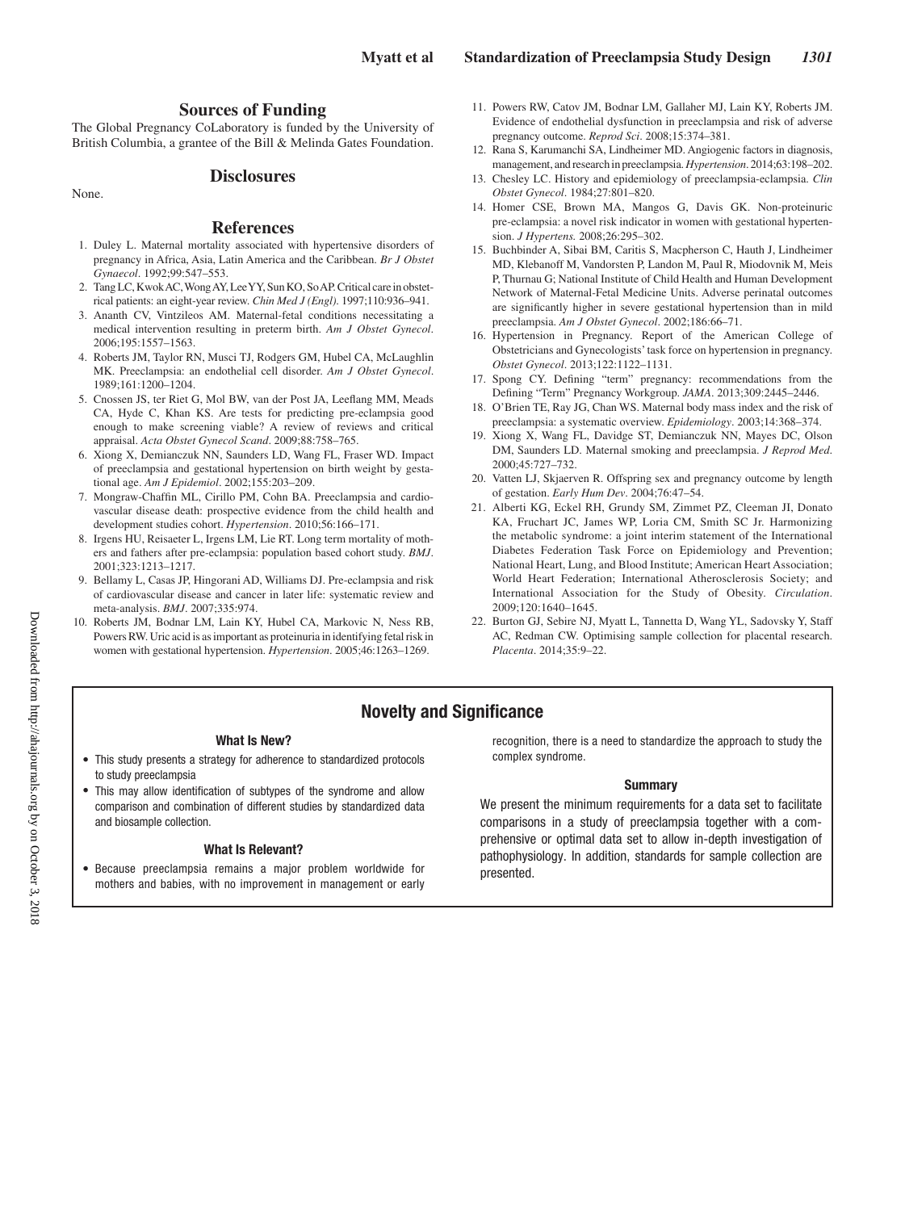## Sources of Funding

The Global Pregnancy CoLaboratory is funded by the University of British Columbia, a grantee of the Bill & Melinda Gates Foundation.

## Disclosures

None.

## References

1. Duley L. Maternal mortality associated with hypertensive disorders of pregnancy in Africa, Asia, Latin America and the Caribbean. *Br J Obstet Gynaecol*. 1992;99:547–553.
2. Tang LC, Kwok AC, Wong AY, Lee YY, Sun KO, So AP. Critical care in obstetrical patients: an eight-year review. *Chin Med J (Engl)*. 1997;110:936–941.
3. Ananth CV, Vintzileos AM. Maternal-fetal conditions necessitating a medical intervention resulting in preterm birth. *Am J Obstet Gynecol*. 2006;195:1557–1563.
4. Roberts JM, Taylor RN, Musci TJ, Rodgers GM, Hubel CA, McLaughlin MK. Preeclampsia: an endothelial cell disorder. *Am J Obstet Gynecol*. 1989;161:1200–1204.
5. Cnossen JS, ter Riet G, Mol BW, van der Post JA, Leeflang MM, Meads CA, Hyde C, Khan KS. Are tests for predicting pre-eclampsia good enough to make screening viable? A review of reviews and critical appraisal. *Acta Obstet Gynecol Scand*. 2009;88:758–765.
6. Xiong X, Demianczuk NN, Saunders LD, Wang FL, Fraser WD. Impact of preeclampsia and gestational hypertension on birth weight by gestational age. *Am J Epidemiol*. 2002;155:203–209.
7. Mongraw-Chaffin ML, Cirillo PM, Cohn BA. Preeclampsia and cardiovascular disease death: prospective evidence from the child health and development studies cohort. *Hypertension*. 2010;56:166–171.
8. Irgens HU, Reisaeter L, Irgens LM, Lie RT. Long term mortality of mothers and fathers after pre-eclampsia: population based cohort study. *BMJ*. 2001;323:1213–1217.
9. Bellamy L, Casas JP, Hingorani AD, Williams DJ. Pre-eclampsia and risk of cardiovascular disease and cancer in later life: systematic review and meta-analysis. *BMJ*. 2007;335:974.
10. Roberts JM, Bodnar LM, Lain KY, Hubel CA, Markovic N, Ness RB, Powers RW. Uric acid is as important as proteinuria in identifying fetal risk in women with gestational hypertension. *Hypertension*. 2005;46:1263–1269.
11. Powers RW, Catov JM, Bodnar LM, Gallaher MJ, Lain KY, Roberts JM. Evidence of endothelial dysfunction in preeclampsia and risk of adverse pregnancy outcome. *Reprod Sci*. 2008;15:374–381.
12. Rana S, Karumanchi SA, Lindheimer MD. Angiogenic factors in diagnosis, management, and research in preeclampsia. *Hypertension*. 2014;63:198–202.
13. Chesley LC. History and epidemiology of preeclampsia-eclampsia. *Clin Obstet Gynecol*. 1984;27:801–820.
14. Homer CSE, Brown MA, Mangos G, Davis GK. Non-proteinuric pre-eclampsia: a novel risk indicator in women with gestational hypertension. *J Hypertens.* 2008;26:295–302.
15. Buchbinder A, Sibai BM, Caritis S, Macpherson C, Hauth J, Lindheimer MD, Klebanoff M, Vandorsten P, Landon M, Paul R, Miodovnik M, Meis P, Thurnau G; National Institute of Child Health and Human Development Network of Maternal-Fetal Medicine Units. Adverse perinatal outcomes are significantly higher in severe gestational hypertension than in mild preeclampsia. *Am J Obstet Gynecol*. 2002;186:66–71.
16. Hypertension in Pregnancy. Report of the American College of Obstetricians and Gynecologists' task force on hypertension in pregnancy. *Obstet Gynecol*. 2013;122:1122–1131.
17. Spong CY. Defining "term" pregnancy: recommendations from the Defining "Term" Pregnancy Workgroup. *JAMA*. 2013;309:2445–2446.
18. O'Brien TE, Ray JG, Chan WS. Maternal body mass index and the risk of preeclampsia: a systematic overview. *Epidemiology*. 2003;14:368–374.
19. Xiong X, Wang FL, Davidge ST, Demianczuk NN, Mayes DC, Olson DM, Saunders LD. Maternal smoking and preeclampsia. *J Reprod Med*. 2000;45:727–732.
20. Vatten LJ, Skjaerven R. Offspring sex and pregnancy outcome by length of gestation. *Early Hum Dev*. 2004;76:47–54.
21. Alberti KG, Eckel RH, Grundy SM, Zimmet PZ, Cleeman JI, Donato KA, Fruchart JC, James WP, Loria CM, Smith SC Jr. Harmonizing the metabolic syndrome: a joint interim statement of the International Diabetes Federation Task Force on Epidemiology and Prevention; National Heart, Lung, and Blood Institute; American Heart Association; World Heart Federation; International Atherosclerosis Society; and International Association for the Study of Obesity. *Circulation*. 2009;120:1640–1645.
22. Burton GJ, Sebire NJ, Myatt L, Tannetta D, Wang YL, Sadovsky Y, Staff AC, Redman CW. Optimising sample collection for placental research. *Placenta*. 2014;35:9–22.

## Novelty and Significance

### What Is New?

- This study presents a strategy for adherence to standardized protocols to study preeclampsia
- This may allow identification of subtypes of the syndrome and allow comparison and combination of different studies by standardized data and biosample collection.

### What Is Relevant?

- Because preeclampsia remains a major problem worldwide for mothers and babies, with no improvement in management or early recognition, there is a need to standardize the approach to study the complex syndrome.

### Summary

We present the minimum requirements for a data set to facilitate comparisons in a study of preeclampsia together with a comprehensive or optimal data set to allow in-depth investigation of pathophysiology. In addition, standards for sample collection are presented.